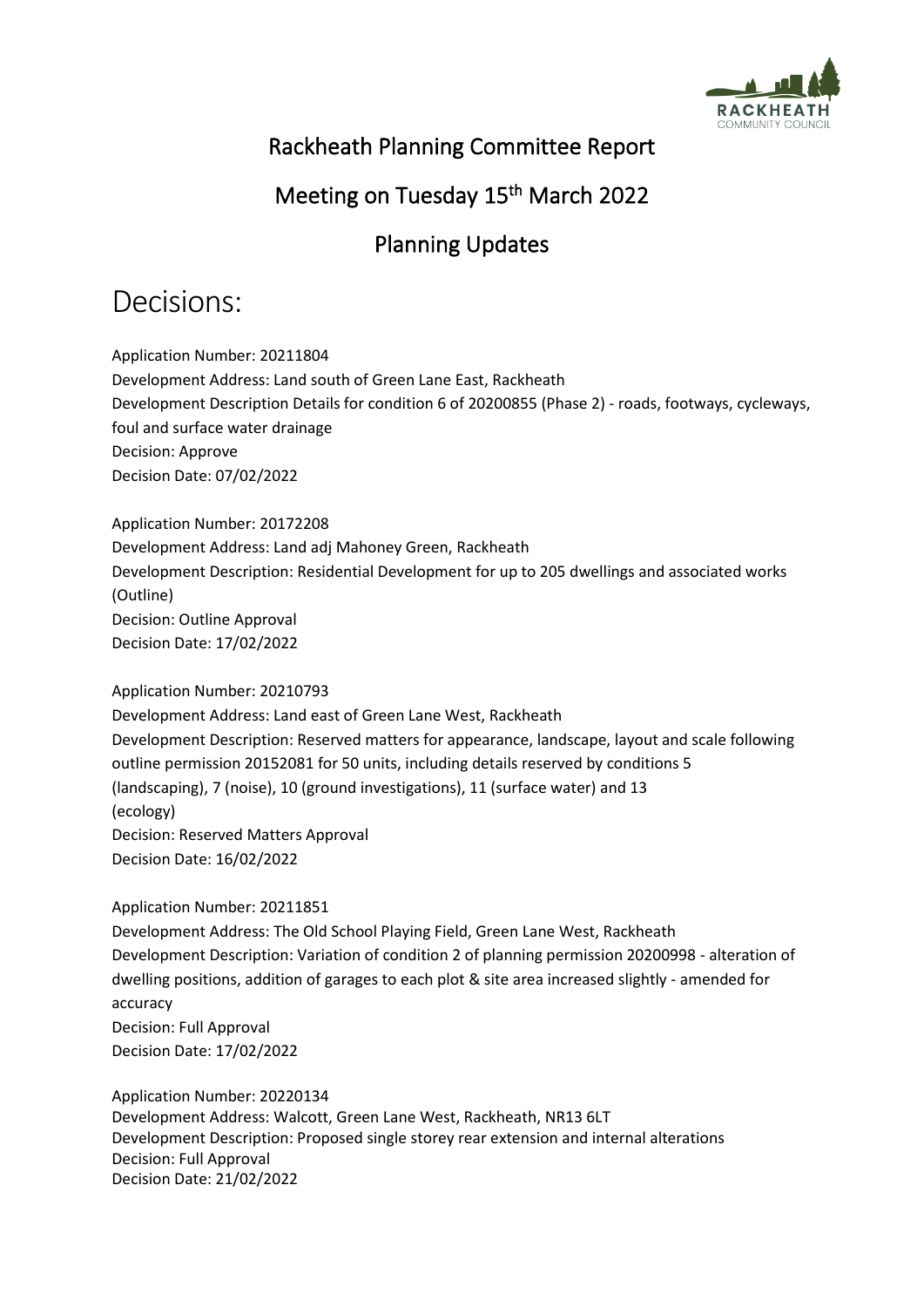## Rackheath Planning Committee Report

## Meeting on Tuesday 15th March 2022

## Planning Updates

# Decisions:

Application Number: 20211804
Development Address: Land south of Green Lane East, Rackheath
Development Description Details for condition 6 of 20200855 (Phase 2) - roads, footways, cycleways, foul and surface water drainage
Decision: Approve
Decision Date: 07/02/2022

Application Number: 20172208
Development Address: Land adj Mahoney Green, Rackheath
Development Description: Residential Development for up to 205 dwellings and associated works (Outline)
Decision: Outline Approval
Decision Date: 17/02/2022

Application Number: 20210793
Development Address: Land east of Green Lane West, Rackheath
Development Description: Reserved matters for appearance, landscape, layout and scale following outline permission 20152081 for 50 units, including details reserved by conditions 5 (landscaping), 7 (noise), 10 (ground investigations), 11 (surface water) and 13 (ecology)
Decision: Reserved Matters Approval
Decision Date: 16/02/2022

Application Number: 20211851
Development Address: The Old School Playing Field, Green Lane West, Rackheath
Development Description: Variation of condition 2 of planning permission 20200998 - alteration of dwelling positions, addition of garages to each plot & site area increased slightly - amended for accuracy
Decision: Full Approval
Decision Date: 17/02/2022

Application Number: 20220134
Development Address: Walcott, Green Lane West, Rackheath, NR13 6LT
Development Description: Proposed single storey rear extension and internal alterations
Decision: Full Approval
Decision Date: 21/02/2022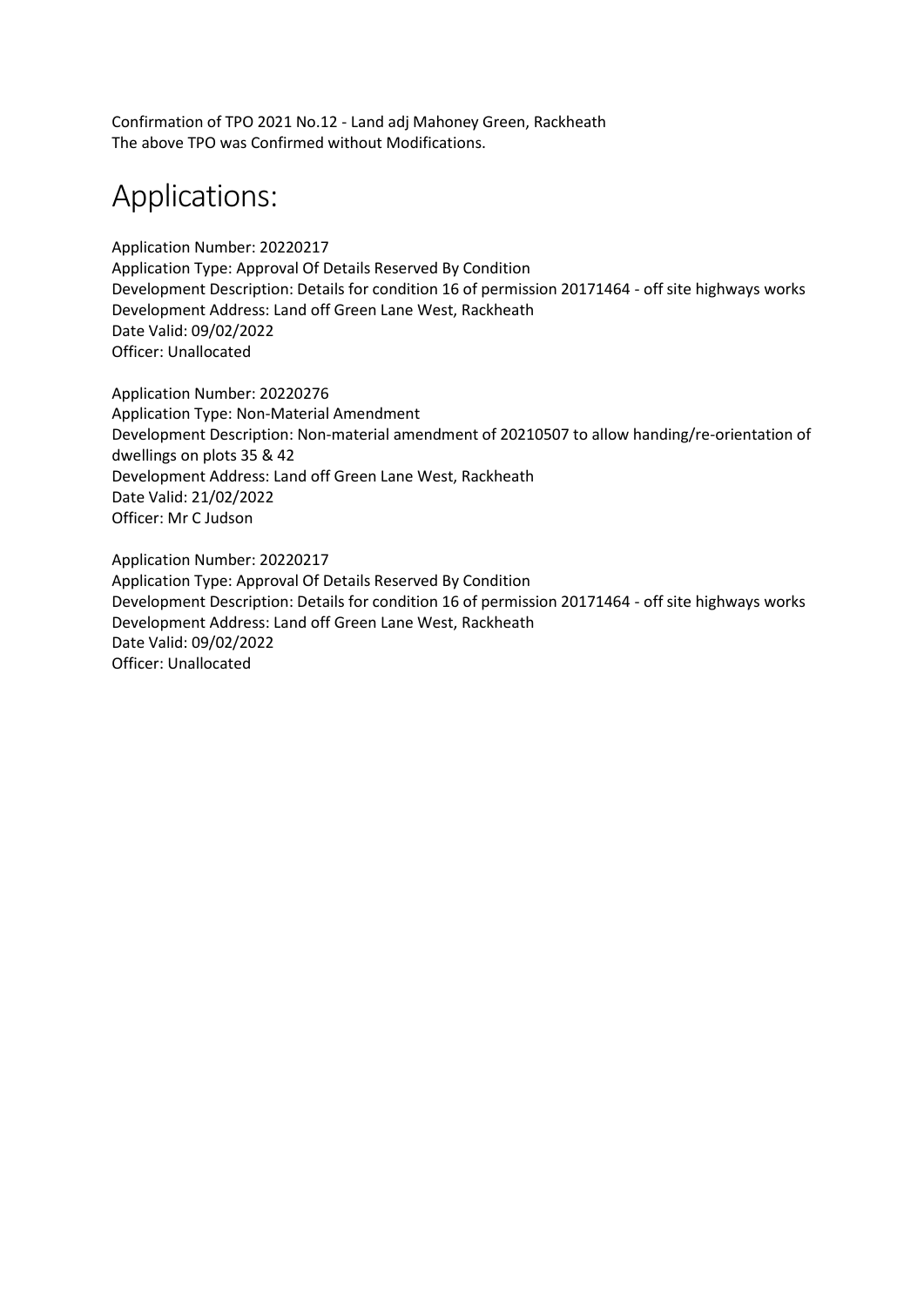Confirmation of TPO 2021 No.12 - Land adj Mahoney Green, Rackheath
The above TPO was Confirmed without Modifications.

# Applications:

Application Number: 20220217
Application Type: Approval Of Details Reserved By Condition
Development Description: Details for condition 16 of permission 20171464 - off site highways works
Development Address: Land off Green Lane West, Rackheath
Date Valid: 09/02/2022
Officer: Unallocated

Application Number: 20220276
Application Type: Non-Material Amendment
Development Description: Non-material amendment of 20210507 to allow handing/re-orientation of dwellings on plots 35 & 42
Development Address: Land off Green Lane West, Rackheath
Date Valid: 21/02/2022
Officer: Mr C Judson

Application Number: 20220217
Application Type: Approval Of Details Reserved By Condition
Development Description: Details for condition 16 of permission 20171464 - off site highways works
Development Address: Land off Green Lane West, Rackheath
Date Valid: 09/02/2022
Officer: Unallocated